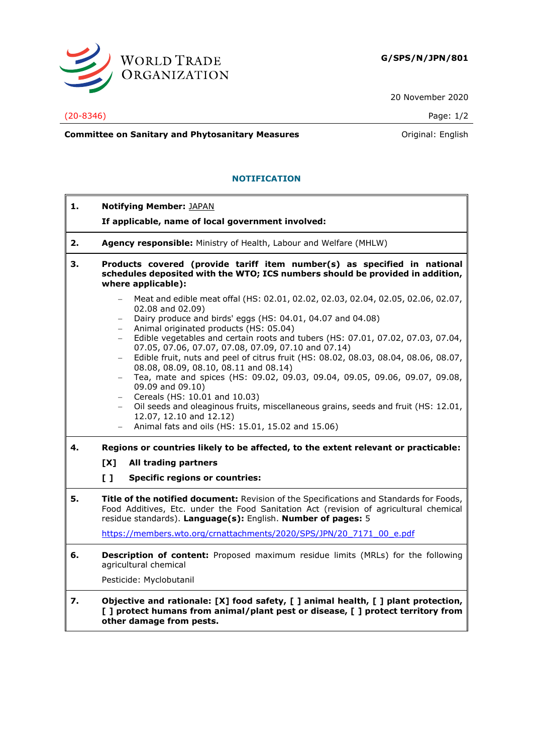WORLD TRADE ORGANIZATION

**G/SPS/N/JPN/801**

20 November 2020

(20-8346)

**Committee on Sanitary and Phytosanitary Measures**

Original: English

## NOTIFICATION

**1. Notifying Member:** JAPAN

**If applicable, name of local government involved:**

**2. Agency responsible:** Ministry of Health, Labour and Welfare (MHLW)

**3. Products covered (provide tariff item number(s) as specified in national schedules deposited with the WTO; ICS numbers should be provided in addition, where applicable):**

- Meat and edible meat offal (HS: 02.01, 02.02, 02.03, 02.04, 02.05, 02.06, 02.07, 02.08 and 02.09)
- Dairy produce and birds' eggs (HS: 04.01, 04.07 and 04.08)
- Animal originated products (HS: 05.04)
- Edible vegetables and certain roots and tubers (HS: 07.01, 07.02, 07.03, 07.04, 07.05, 07.06, 07.07, 07.08, 07.09, 07.10 and 07.14)
- Edible fruit, nuts and peel of citrus fruit (HS: 08.02, 08.03, 08.04, 08.06, 08.07, 08.08, 08.09, 08.10, 08.11 and 08.14)
- Tea, mate and spices (HS: 09.02, 09.03, 09.04, 09.05, 09.06, 09.07, 09.08, 09.09 and 09.10)
- Cereals (HS: 10.01 and 10.03)
- Oil seeds and oleaginous fruits, miscellaneous grains, seeds and fruit (HS: 12.01, 12.07, 12.10 and 12.12)
- Animal fats and oils (HS: 15.01, 15.02 and 15.06)

**4. Regions or countries likely to be affected, to the extent relevant or practicable:**

**[X] All trading partners**

**[ ] Specific regions or countries:**

**5. Title of the notified document:** Revision of the Specifications and Standards for Foods, Food Additives, Etc. under the Food Sanitation Act (revision of agricultural chemical residue standards). **Language(s):** English. **Number of pages:** 5

https://members.wto.org/crnattachments/2020/SPS/JPN/20_7171_00_e.pdf

**6. Description of content:** Proposed maximum residue limits (MRLs) for the following agricultural chemical

Pesticide: Myclobutanil

**7. Objective and rationale: [X] food safety, [ ] animal health, [ ] plant protection, [ ] protect humans from animal/plant pest or disease, [ ] protect territory from other damage from pests.**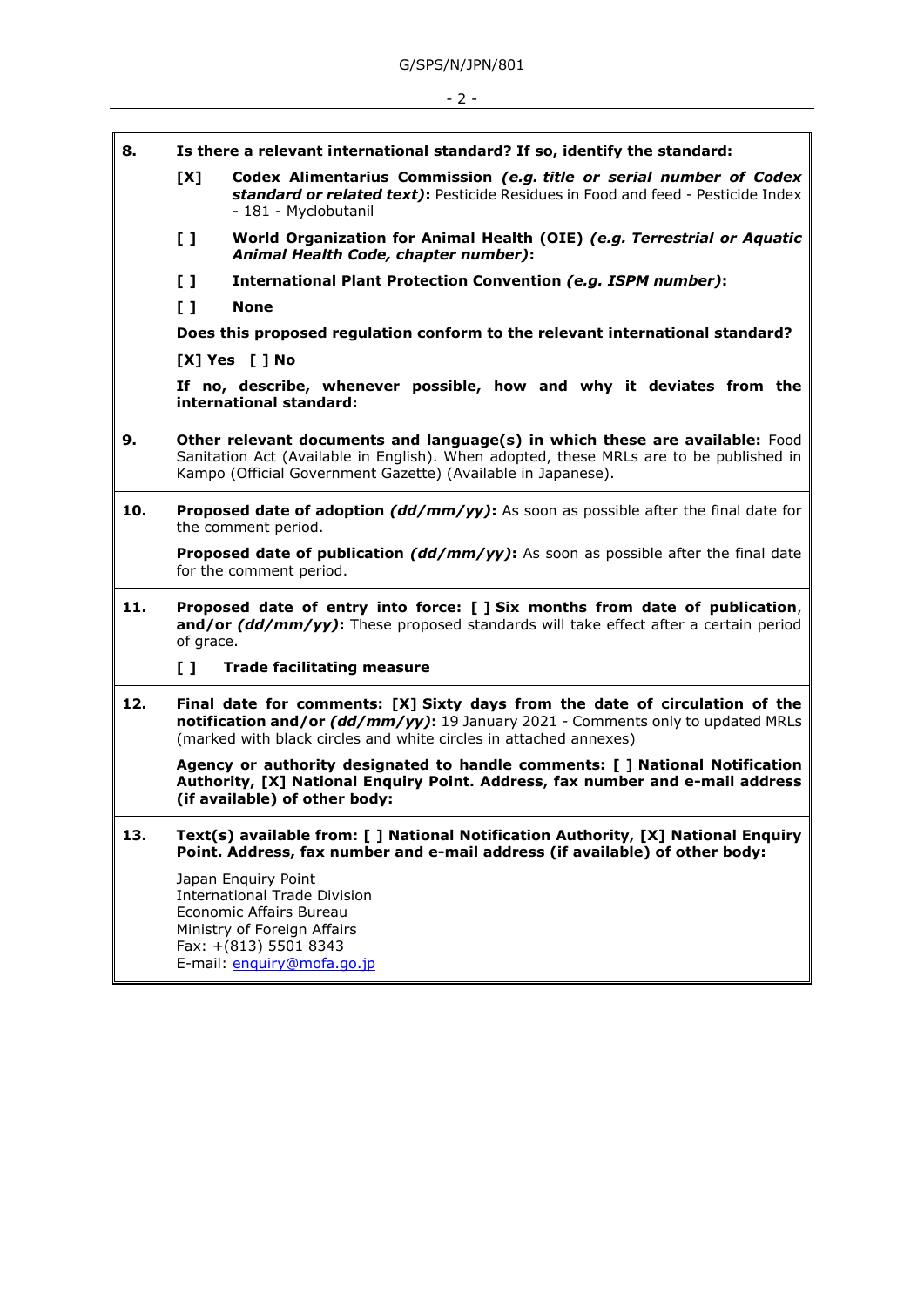**8.** **Is there a relevant international standard? If so, identify the standard:**

**[X]** **Codex Alimentarius Commission** ***(e.g. title or serial number of Codex standard or related text)*:** Pesticide Residues in Food and feed - Pesticide Index - 181 - Myclobutanil

**[ ]** **World Organization for Animal Health (OIE)** ***(e.g. Terrestrial or Aquatic Animal Health Code, chapter number)*:**

**[ ]** **International Plant Protection Convention** ***(e.g. ISPM number)*:**

**[ ]** **None**

**Does this proposed regulation conform to the relevant international standard?**

**[X] Yes [ ] No**

**If no, describe, whenever possible, how and why it deviates from the international standard:**

**9.** **Other relevant documents and language(s) in which these are available:** Food Sanitation Act (Available in English). When adopted, these MRLs are to be published in Kampo (Official Government Gazette) (Available in Japanese).

**10.** **Proposed date of adoption** ***(dd/mm/yy)*:** As soon as possible after the final date for the comment period.

**Proposed date of publication** ***(dd/mm/yy)*:** As soon as possible after the final date for the comment period.

**11.** **Proposed date of entry into force: [ ] Six months from date of publication**, **and/or** ***(dd/mm/yy)*:** These proposed standards will take effect after a certain period of grace.

**[ ]** **Trade facilitating measure**

**12.** **Final date for comments: [X] Sixty days from the date of circulation of the notification and/or** ***(dd/mm/yy)*:** 19 January 2021 - Comments only to updated MRLs (marked with black circles and white circles in attached annexes)

**Agency or authority designated to handle comments: [ ] National Notification Authority, [X] National Enquiry Point. Address, fax number and e-mail address (if available) of other body:**

**13.** **Text(s) available from: [ ] National Notification Authority, [X] National Enquiry Point. Address, fax number and e-mail address (if available) of other body:**

Japan Enquiry Point
International Trade Division
Economic Affairs Bureau
Ministry of Foreign Affairs
Fax: +(813) 5501 8343
E-mail: enquiry@mofa.go.jp